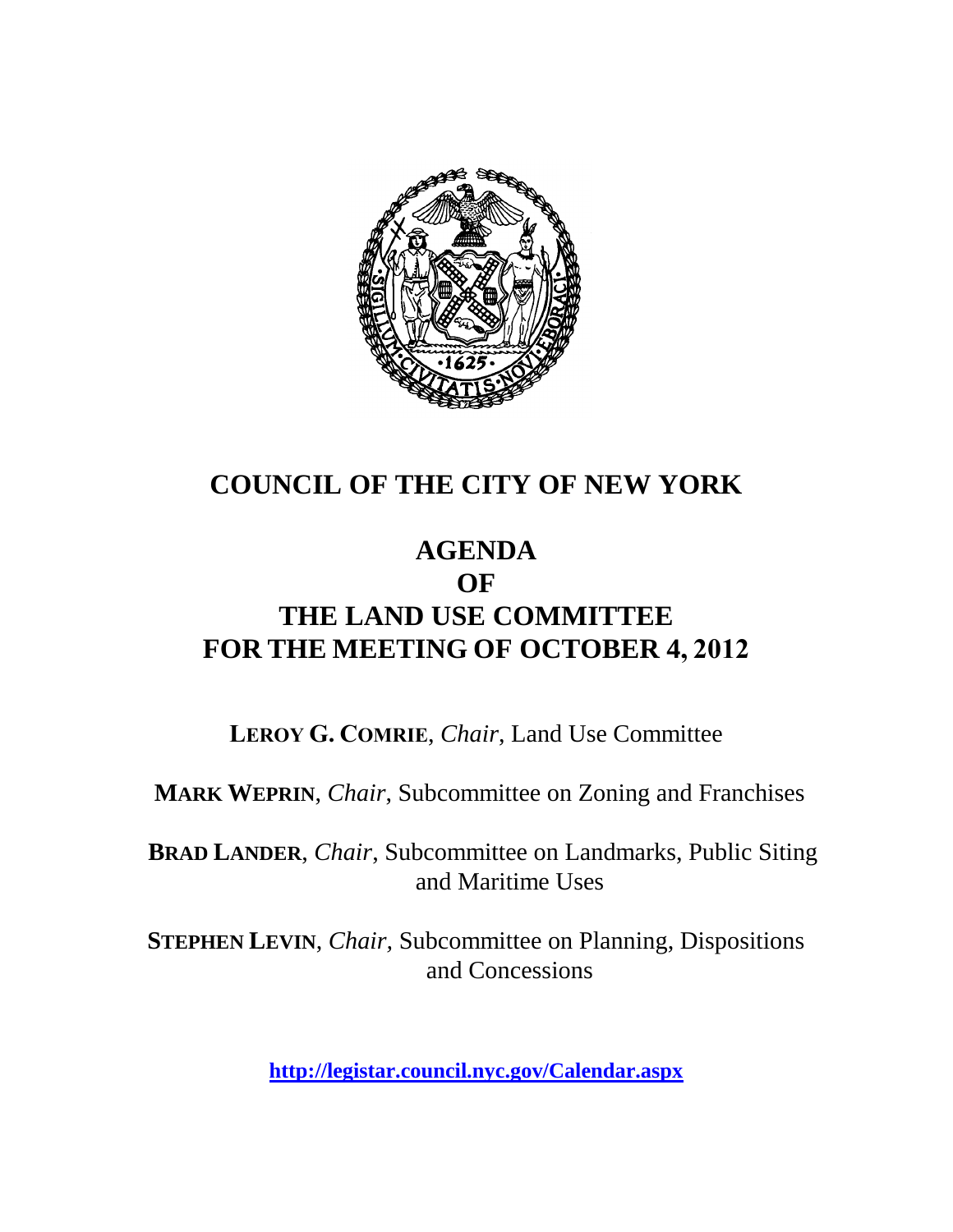# COUNCIL OF THE CITY OF NEW YORK

## AGENDA
## OF
## THE LAND USE COMMITTEE
## FOR THE MEETING OF OCTOBER 4, 2012

**LEROY G. COMRIE**, *Chair*, Land Use Committee

**MARK WEPRIN**, *Chair*, Subcommittee on Zoning and Franchises

**BRAD LANDER**, *Chair*, Subcommittee on Landmarks, Public Siting and Maritime Uses

**STEPHEN LEVIN**, *Chair*, Subcommittee on Planning, Dispositions and Concessions

**http://legistar.council.nyc.gov/Calendar.aspx**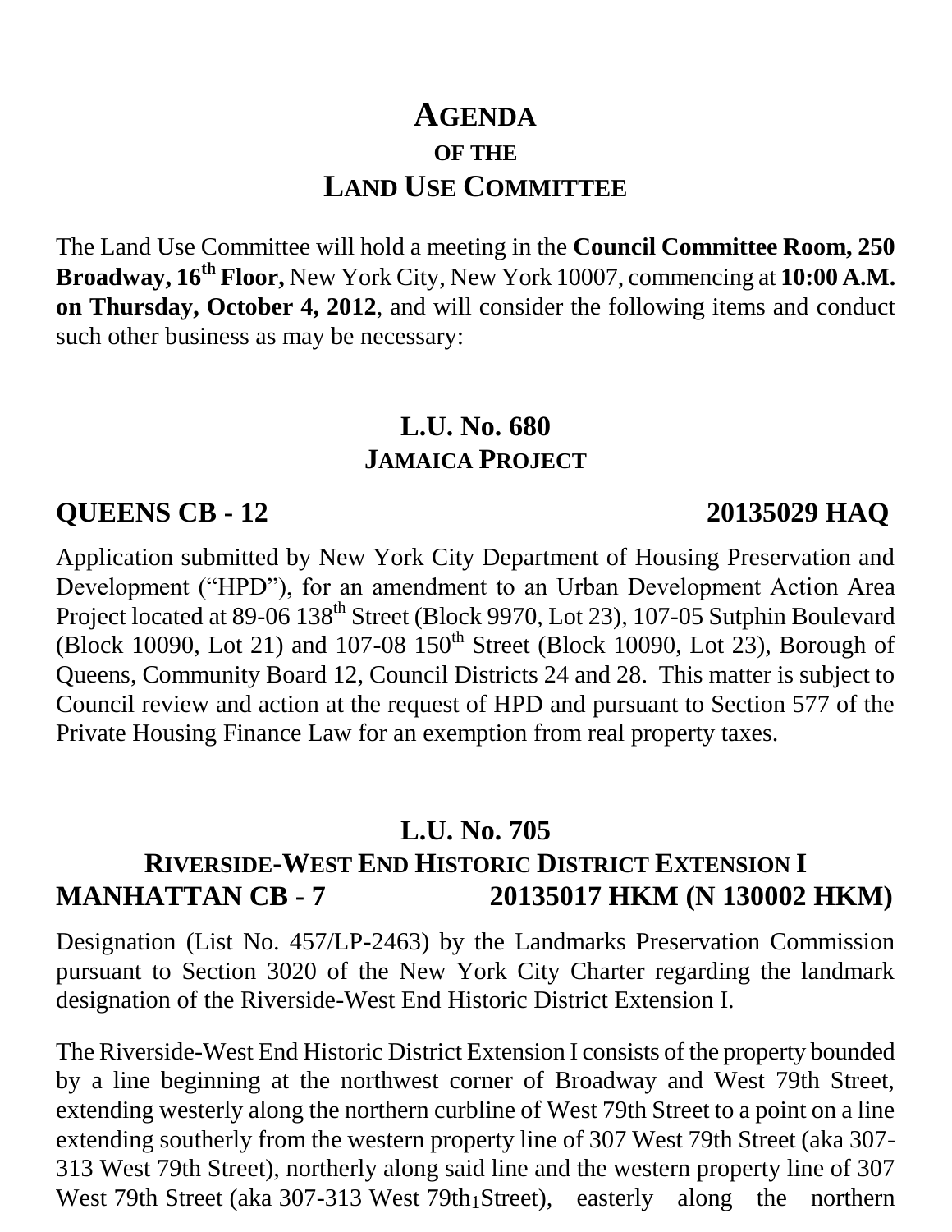# AGENDA
## OF THE
# LAND USE COMMITTEE

The Land Use Committee will hold a meeting in the **Council Committee Room, 250 Broadway, 16th Floor,** New York City, New York 10007, commencing at **10:00 A.M. on Thursday, October 4, 2012**, and will consider the following items and conduct such other business as may be necessary:

## L.U. No. 680
### JAMAICA PROJECT

**QUEENS CB - 12** **20135029 HAQ**

Application submitted by New York City Department of Housing Preservation and Development ("HPD"), for an amendment to an Urban Development Action Area Project located at 89-06 138th Street (Block 9970, Lot 23), 107-05 Sutphin Boulevard (Block 10090, Lot 21) and 107-08 150th Street (Block 10090, Lot 23), Borough of Queens, Community Board 12, Council Districts 24 and 28. This matter is subject to Council review and action at the request of HPD and pursuant to Section 577 of the Private Housing Finance Law for an exemption from real property taxes.

## L.U. No. 705
### RIVERSIDE-WEST END HISTORIC DISTRICT EXTENSION I

**MANHATTAN CB - 7** **20135017 HKM (N 130002 HKM)**

Designation (List No. 457/LP-2463) by the Landmarks Preservation Commission pursuant to Section 3020 of the New York City Charter regarding the landmark designation of the Riverside-West End Historic District Extension I.

The Riverside-West End Historic District Extension I consists of the property bounded by a line beginning at the northwest corner of Broadway and West 79th Street, extending westerly along the northern curbline of West 79th Street to a point on a line extending southerly from the western property line of 307 West 79th Street (aka 307-313 West 79th Street), northerly along said line and the western property line of 307 West 79th Street (aka 307-313 West 79th Street), easterly along the northern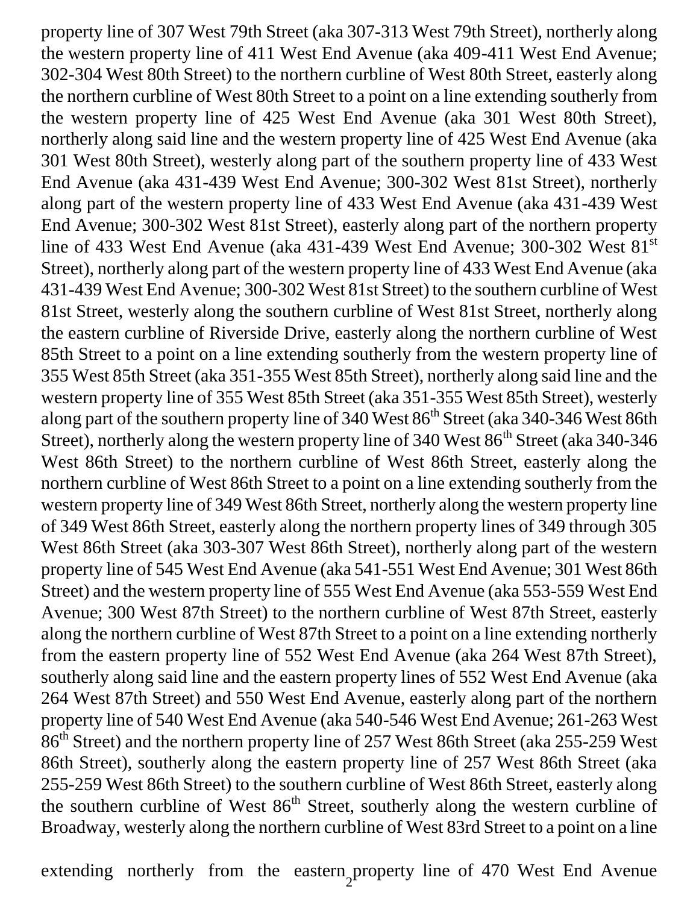property line of 307 West 79th Street (aka 307-313 West 79th Street), northerly along the western property line of 411 West End Avenue (aka 409-411 West End Avenue; 302-304 West 80th Street) to the northern curbline of West 80th Street, easterly along the northern curbline of West 80th Street to a point on a line extending southerly from the western property line of 425 West End Avenue (aka 301 West 80th Street), northerly along said line and the western property line of 425 West End Avenue (aka 301 West 80th Street), westerly along part of the southern property line of 433 West End Avenue (aka 431-439 West End Avenue; 300-302 West 81st Street), northerly along part of the western property line of 433 West End Avenue (aka 431-439 West End Avenue; 300-302 West 81st Street), easterly along part of the northern property line of 433 West End Avenue (aka 431-439 West End Avenue; 300-302 West 81st Street), northerly along part of the western property line of 433 West End Avenue (aka 431-439 West End Avenue; 300-302 West 81st Street) to the southern curbline of West 81st Street, westerly along the southern curbline of West 81st Street, northerly along the eastern curbline of Riverside Drive, easterly along the northern curbline of West 85th Street to a point on a line extending southerly from the western property line of 355 West 85th Street (aka 351-355 West 85th Street), northerly along said line and the western property line of 355 West 85th Street (aka 351-355 West 85th Street), westerly along part of the southern property line of 340 West 86th Street (aka 340-346 West 86th Street), northerly along the western property line of 340 West 86th Street (aka 340-346 West 86th Street) to the northern curbline of West 86th Street, easterly along the northern curbline of West 86th Street to a point on a line extending southerly from the western property line of 349 West 86th Street, northerly along the western property line of 349 West 86th Street, easterly along the northern property lines of 349 through 305 West 86th Street (aka 303-307 West 86th Street), northerly along part of the western property line of 545 West End Avenue (aka 541-551 West End Avenue; 301 West 86th Street) and the western property line of 555 West End Avenue (aka 553-559 West End Avenue; 300 West 87th Street) to the northern curbline of West 87th Street, easterly along the northern curbline of West 87th Street to a point on a line extending northerly from the eastern property line of 552 West End Avenue (aka 264 West 87th Street), southerly along said line and the eastern property lines of 552 West End Avenue (aka 264 West 87th Street) and 550 West End Avenue, easterly along part of the northern property line of 540 West End Avenue (aka 540-546 West End Avenue; 261-263 West 86th Street) and the northern property line of 257 West 86th Street (aka 255-259 West 86th Street), southerly along the eastern property line of 257 West 86th Street (aka 255-259 West 86th Street) to the southern curbline of West 86th Street, easterly along the southern curbline of West 86th Street, southerly along the western curbline of Broadway, westerly along the northern curbline of West 83rd Street to a point on a line extending northerly from the eastern property line of 470 West End Avenue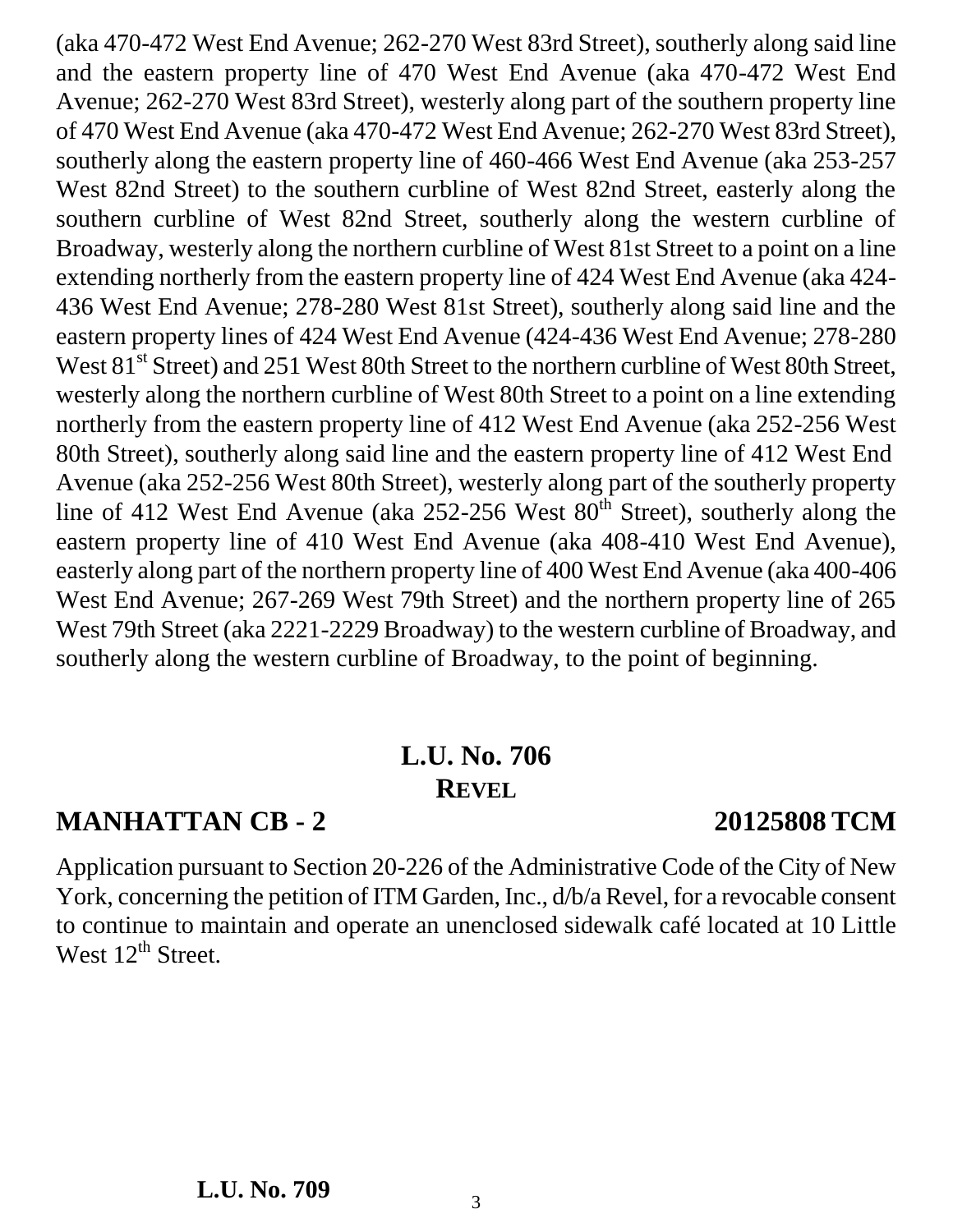(aka 470-472 West End Avenue; 262-270 West 83rd Street), southerly along said line and the eastern property line of 470 West End Avenue (aka 470-472 West End Avenue; 262-270 West 83rd Street), westerly along part of the southern property line of 470 West End Avenue (aka 470-472 West End Avenue; 262-270 West 83rd Street), southerly along the eastern property line of 460-466 West End Avenue (aka 253-257 West 82nd Street) to the southern curbline of West 82nd Street, easterly along the southern curbline of West 82nd Street, southerly along the western curbline of Broadway, westerly along the northern curbline of West 81st Street to a point on a line extending northerly from the eastern property line of 424 West End Avenue (aka 424-436 West End Avenue; 278-280 West 81st Street), southerly along said line and the eastern property lines of 424 West End Avenue (424-436 West End Avenue; 278-280 West 81st Street) and 251 West 80th Street to the northern curbline of West 80th Street, westerly along the northern curbline of West 80th Street to a point on a line extending northerly from the eastern property line of 412 West End Avenue (aka 252-256 West 80th Street), southerly along said line and the eastern property line of 412 West End Avenue (aka 252-256 West 80th Street), westerly along part of the southerly property line of 412 West End Avenue (aka 252-256 West 80th Street), southerly along the eastern property line of 410 West End Avenue (aka 408-410 West End Avenue), easterly along part of the northern property line of 400 West End Avenue (aka 400-406 West End Avenue; 267-269 West 79th Street) and the northern property line of 265 West 79th Street (aka 2221-2229 Broadway) to the western curbline of Broadway, and southerly along the western curbline of Broadway, to the point of beginning.

## L.U. No. 706
## REVEL

**MANHATTAN CB - 2** **20125808 TCM**

Application pursuant to Section 20-226 of the Administrative Code of the City of New York, concerning the petition of ITM Garden, Inc., d/b/a Revel, for a revocable consent to continue to maintain and operate an unenclosed sidewalk café located at 10 Little West 12th Street.

## L.U. No. 709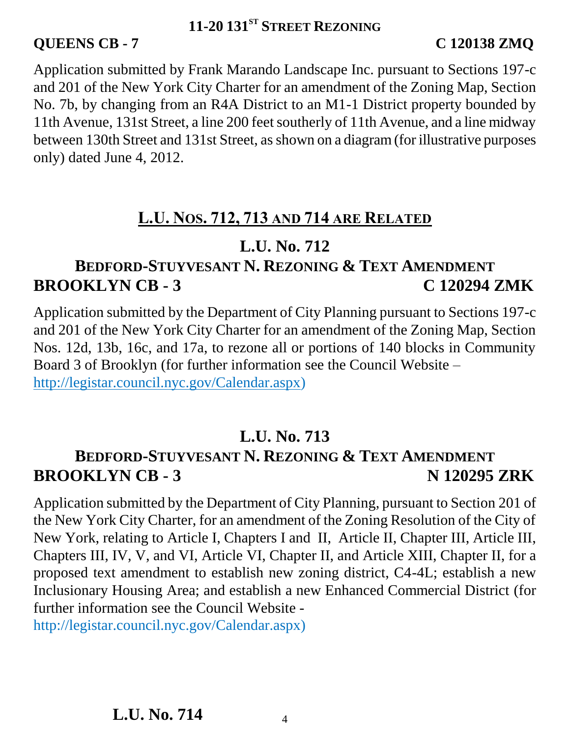### 11-20 131ST STREET REZONING

**QUEENS CB - 7** **C 120138 ZMQ**

Application submitted by Frank Marando Landscape Inc. pursuant to Sections 197-c and 201 of the New York City Charter for an amendment of the Zoning Map, Section No. 7b, by changing from an R4A District to an M1-1 District property bounded by 11th Avenue, 131st Street, a line 200 feet southerly of 11th Avenue, and a line midway between 130th Street and 131st Street, as shown on a diagram (for illustrative purposes only) dated June 4, 2012.

## L.U. NOS. 712, 713 AND 714 ARE RELATED

## L.U. No. 712

### BEDFORD-STUYVESANT N. REZONING & TEXT AMENDMENT

**BROOKLYN CB - 3** **C 120294 ZMK**

Application submitted by the Department of City Planning pursuant to Sections 197-c and 201 of the New York City Charter for an amendment of the Zoning Map, Section Nos. 12d, 13b, 16c, and 17a, to rezone all or portions of 140 blocks in Community Board 3 of Brooklyn (for further information see the Council Website – http://legistar.council.nyc.gov/Calendar.aspx)

## L.U. No. 713

### BEDFORD-STUYVESANT N. REZONING & TEXT AMENDMENT

**BROOKLYN CB - 3** **N 120295 ZRK**

Application submitted by the Department of City Planning, pursuant to Section 201 of the New York City Charter, for an amendment of the Zoning Resolution of the City of New York, relating to Article I, Chapters I and II, Article II, Chapter III, Article III, Chapters III, IV, V, and VI, Article VI, Chapter II, and Article XIII, Chapter II, for a proposed text amendment to establish new zoning district, C4-4L; establish a new Inclusionary Housing Area; and establish a new Enhanced Commercial District (for further information see the Council Website - http://legistar.council.nyc.gov/Calendar.aspx)

## L.U. No. 714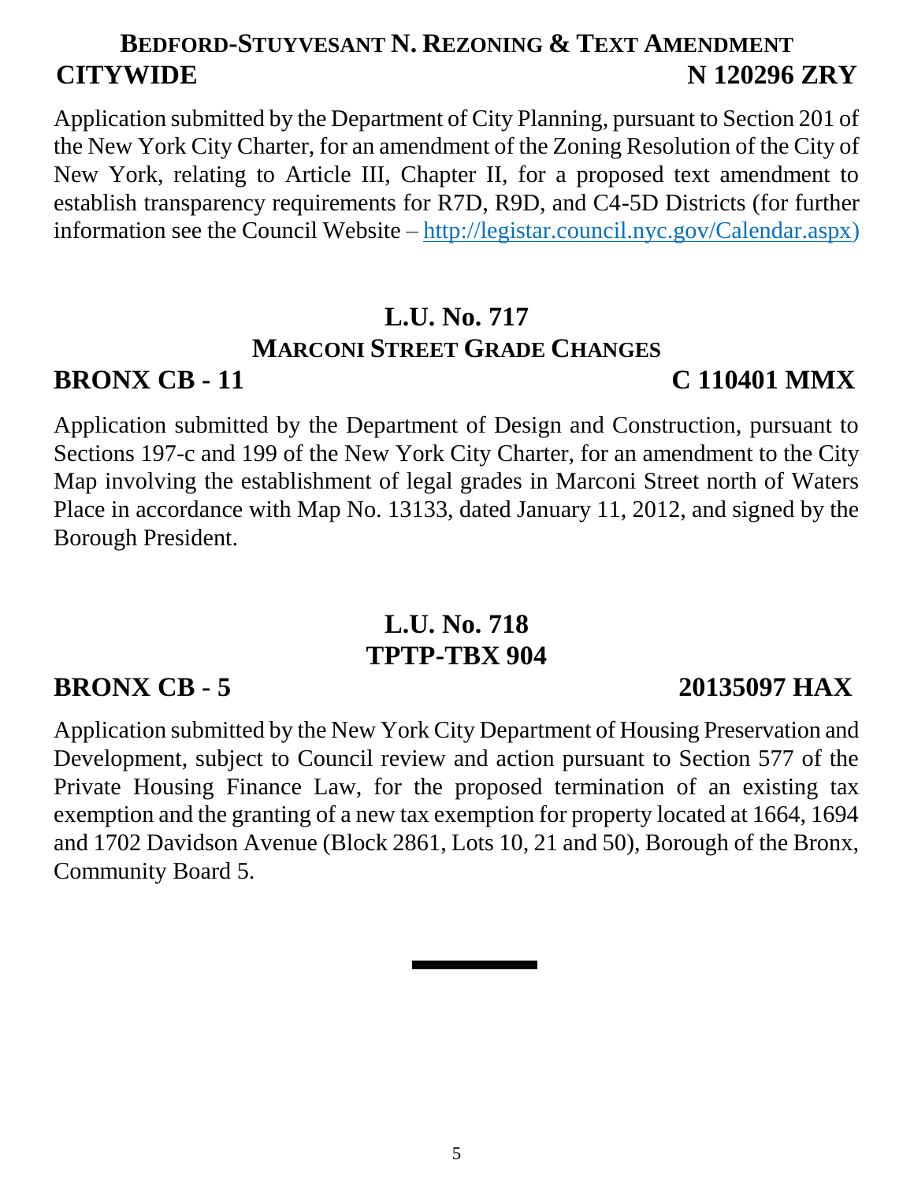**BEDFORD-STUYVESANT N. REZONING & TEXT AMENDMENT**

**CITYWIDE N 120296 ZRY**

Application submitted by the Department of City Planning, pursuant to Section 201 of the New York City Charter, for an amendment of the Zoning Resolution of the City of New York, relating to Article III, Chapter II, for a proposed text amendment to establish transparency requirements for R7D, R9D, and C4-5D Districts (for further information see the Council Website – http://legistar.council.nyc.gov/Calendar.aspx)

**L.U. No. 717**

**MARCONI STREET GRADE CHANGES**

**BRONX CB - 11 C 110401 MMX**

Application submitted by the Department of Design and Construction, pursuant to Sections 197-c and 199 of the New York City Charter, for an amendment to the City Map involving the establishment of legal grades in Marconi Street north of Waters Place in accordance with Map No. 13133, dated January 11, 2012, and signed by the Borough President.

**L.U. No. 718**

**TPTP-TBX 904**

**BRONX CB - 5 20135097 HAX**

Application submitted by the New York City Department of Housing Preservation and Development, subject to Council review and action pursuant to Section 577 of the Private Housing Finance Law, for the proposed termination of an existing tax exemption and the granting of a new tax exemption for property located at 1664, 1694 and 1702 Davidson Avenue (Block 2861, Lots 10, 21 and 50), Borough of the Bronx, Community Board 5.